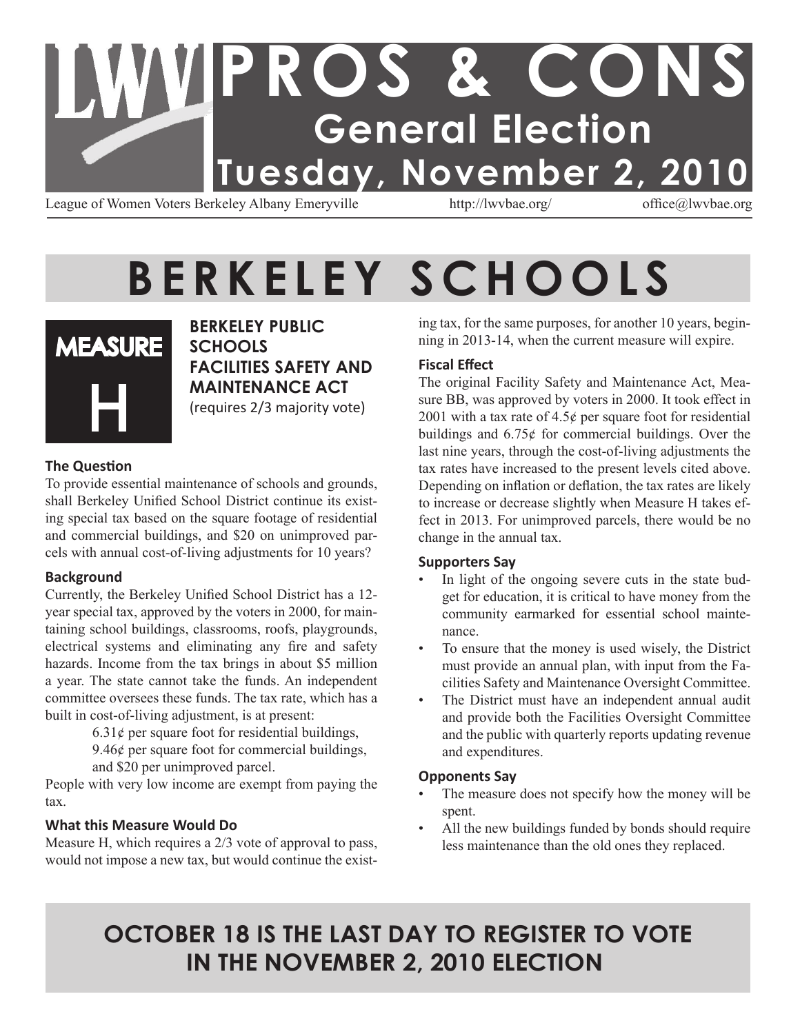# PROS & CONS
## General Election
## Tuesday, November 2, 2010

League of Women Voters Berkeley Albany Emeryville http://lwvbae.org/ office@lwvbae.org

# BERKELEY SCHOOLS

## MEASURE H

### BERKELEY PUBLIC SCHOOLS FACILITIES SAFETY AND MAINTENANCE ACT

(requires 2/3 majority vote)

#### The Question

To provide essential maintenance of schools and grounds, shall Berkeley Unified School District continue its existing special tax based on the square footage of residential and commercial buildings, and \$20 on unimproved parcels with annual cost-of-living adjustments for 10 years?

#### Background

Currently, the Berkeley Unified School District has a 12-year special tax, approved by the voters in 2000, for maintaining school buildings, classrooms, roofs, playgrounds, electrical systems and eliminating any fire and safety hazards. Income from the tax brings in about \$5 million a year. The state cannot take the funds. An independent committee oversees these funds. The tax rate, which has a built in cost-of-living adjustment, is at present:

6.31¢ per square foot for residential buildings,
9.46¢ per square foot for commercial buildings,
and \$20 per unimproved parcel.

People with very low income are exempt from paying the tax.

#### What this Measure Would Do

Measure H, which requires a 2/3 vote of approval to pass, would not impose a new tax, but would continue the existing tax, for the same purposes, for another 10 years, beginning in 2013-14, when the current measure will expire.

#### Fiscal Effect

The original Facility Safety and Maintenance Act, Measure BB, was approved by voters in 2000. It took effect in 2001 with a tax rate of 4.5¢ per square foot for residential buildings and 6.75¢ for commercial buildings. Over the last nine years, through the cost-of-living adjustments the tax rates have increased to the present levels cited above. Depending on inflation or deflation, the tax rates are likely to increase or decrease slightly when Measure H takes effect in 2013. For unimproved parcels, there would be no change in the annual tax.

#### Supporters Say

- In light of the ongoing severe cuts in the state budget for education, it is critical to have money from the community earmarked for essential school maintenance.
- To ensure that the money is used wisely, the District must provide an annual plan, with input from the Facilities Safety and Maintenance Oversight Committee.
- The District must have an independent annual audit and provide both the Facilities Oversight Committee and the public with quarterly reports updating revenue and expenditures.

#### Opponents Say

- The measure does not specify how the money will be spent.
- All the new buildings funded by bonds should require less maintenance than the old ones they replaced.

## OCTOBER 18 IS THE LAST DAY TO REGISTER TO VOTE IN THE NOVEMBER 2, 2010 ELECTION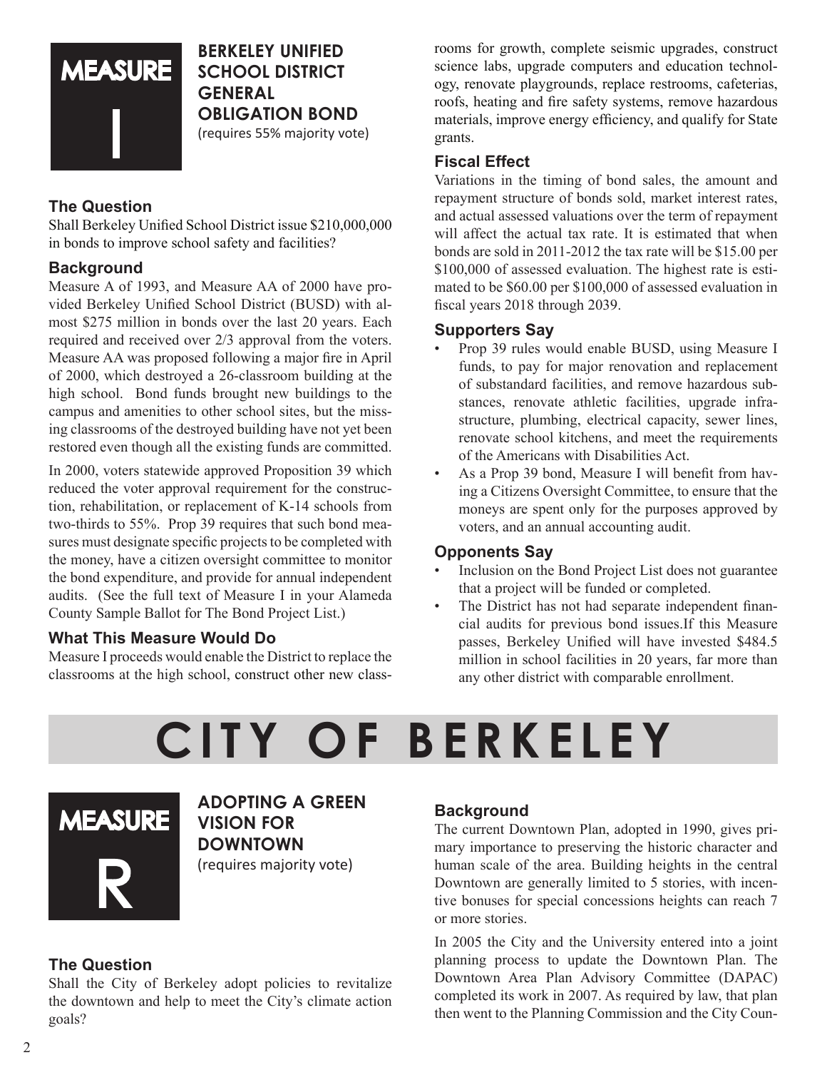## MEASURE I

## BERKELEY UNIFIED SCHOOL DISTRICT GENERAL OBLIGATION BOND

(requires 55% majority vote)

### The Question

Shall Berkeley Unified School District issue $210,000,000 in bonds to improve school safety and facilities?

### Background

Measure A of 1993, and Measure AA of 2000 have provided Berkeley Unified School District (BUSD) with almost $275 million in bonds over the last 20 years. Each required and received over 2/3 approval from the voters. Measure AA was proposed following a major fire in April of 2000, which destroyed a 26-classroom building at the high school. Bond funds brought new buildings to the campus and amenities to other school sites, but the missing classrooms of the destroyed building have not yet been restored even though all the existing funds are committed.

In 2000, voters statewide approved Proposition 39 which reduced the voter approval requirement for the construction, rehabilitation, or replacement of K-14 schools from two-thirds to 55%. Prop 39 requires that such bond measures must designate specific projects to be completed with the money, have a citizen oversight committee to monitor the bond expenditure, and provide for annual independent audits. (See the full text of Measure I in your Alameda County Sample Ballot for The Bond Project List.)

### What This Measure Would Do

Measure I proceeds would enable the District to replace the classrooms at the high school, construct other new classrooms for growth, complete seismic upgrades, construct science labs, upgrade computers and education technology, renovate playgrounds, replace restrooms, cafeterias, roofs, heating and fire safety systems, remove hazardous materials, improve energy efficiency, and qualify for State grants.

### Fiscal Effect

Variations in the timing of bond sales, the amount and repayment structure of bonds sold, market interest rates, and actual assessed valuations over the term of repayment will affect the actual tax rate. It is estimated that when bonds are sold in 2011-2012 the tax rate will be $15.00 per $100,000 of assessed evaluation. The highest rate is estimated to be $60.00 per $100,000 of assessed evaluation in fiscal years 2018 through 2039.

### Supporters Say

- Prop 39 rules would enable BUSD, using Measure I funds, to pay for major renovation and replacement of substandard facilities, and remove hazardous substances, renovate athletic facilities, upgrade infrastructure, plumbing, electrical capacity, sewer lines, renovate school kitchens, and meet the requirements of the Americans with Disabilities Act.
- As a Prop 39 bond, Measure I will benefit from having a Citizens Oversight Committee, to ensure that the moneys are spent only for the purposes approved by voters, and an annual accounting audit.

### Opponents Say

- Inclusion on the Bond Project List does not guarantee that a project will be funded or completed.
- The District has not had separate independent financial audits for previous bond issues.If this Measure passes, Berkeley Unified will have invested $484.5 million in school facilities in 20 years, far more than any other district with comparable enrollment.

# CITY OF BERKELEY

## MEASURE R

## ADOPTING A GREEN VISION FOR DOWNTOWN

(requires majority vote)

### The Question

Shall the City of Berkeley adopt policies to revitalize the downtown and help to meet the City's climate action goals?

### Background

The current Downtown Plan, adopted in 1990, gives primary importance to preserving the historic character and human scale of the area. Building heights in the central Downtown are generally limited to 5 stories, with incentive bonuses for special concessions heights can reach 7 or more stories.

In 2005 the City and the University entered into a joint planning process to update the Downtown Plan. The Downtown Area Plan Advisory Committee (DAPAC) completed its work in 2007. As required by law, that plan then went to the Planning Commission and the City Coun-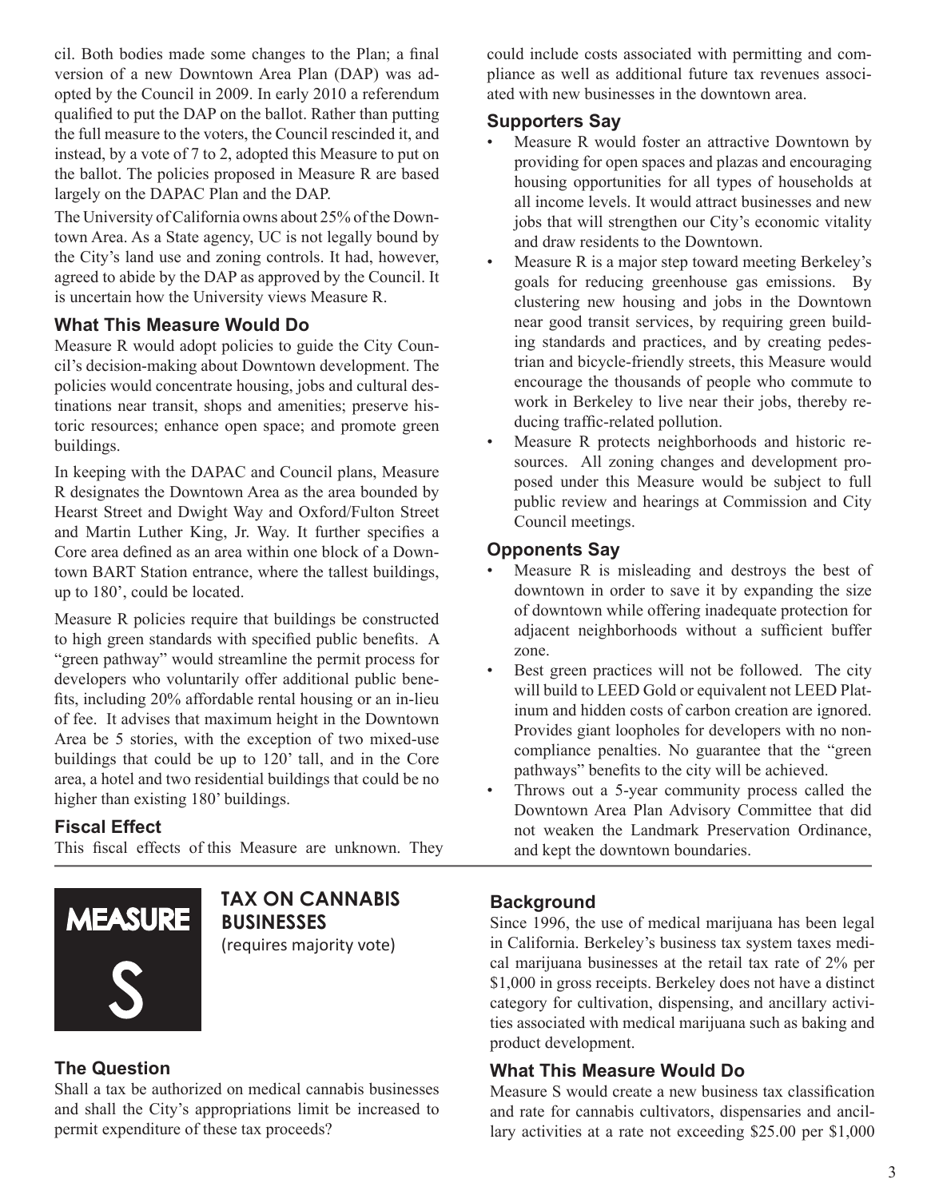cil. Both bodies made some changes to the Plan; a final version of a new Downtown Area Plan (DAP) was adopted by the Council in 2009. In early 2010 a referendum qualified to put the DAP on the ballot. Rather than putting the full measure to the voters, the Council rescinded it, and instead, by a vote of 7 to 2, adopted this Measure to put on the ballot. The policies proposed in Measure R are based largely on the DAPAC Plan and the DAP.

The University of California owns about 25% of the Downtown Area. As a State agency, UC is not legally bound by the City's land use and zoning controls. It had, however, agreed to abide by the DAP as approved by the Council. It is uncertain how the University views Measure R.

### What This Measure Would Do

Measure R would adopt policies to guide the City Council's decision-making about Downtown development. The policies would concentrate housing, jobs and cultural destinations near transit, shops and amenities; preserve historic resources; enhance open space; and promote green buildings.

In keeping with the DAPAC and Council plans, Measure R designates the Downtown Area as the area bounded by Hearst Street and Dwight Way and Oxford/Fulton Street and Martin Luther King, Jr. Way. It further specifies a Core area defined as an area within one block of a Downtown BART Station entrance, where the tallest buildings, up to 180', could be located.

Measure R policies require that buildings be constructed to high green standards with specified public benefits. A "green pathway" would streamline the permit process for developers who voluntarily offer additional public benefits, including 20% affordable rental housing or an in-lieu of fee. It advises that maximum height in the Downtown Area be 5 stories, with the exception of two mixed-use buildings that could be up to 120' tall, and in the Core area, a hotel and two residential buildings that could be no higher than existing 180' buildings.

### Fiscal Effect

This fiscal effects of this Measure are unknown. They could include costs associated with permitting and compliance as well as additional future tax revenues associated with new businesses in the downtown area.

### Supporters Say

- Measure R would foster an attractive Downtown by providing for open spaces and plazas and encouraging housing opportunities for all types of households at all income levels. It would attract businesses and new jobs that will strengthen our City's economic vitality and draw residents to the Downtown.
- Measure R is a major step toward meeting Berkeley's goals for reducing greenhouse gas emissions. By clustering new housing and jobs in the Downtown near good transit services, by requiring green building standards and practices, and by creating pedestrian and bicycle-friendly streets, this Measure would encourage the thousands of people who commute to work in Berkeley to live near their jobs, thereby reducing traffic-related pollution.
- Measure R protects neighborhoods and historic resources. All zoning changes and development proposed under this Measure would be subject to full public review and hearings at Commission and City Council meetings.

### Opponents Say

- Measure R is misleading and destroys the best of downtown in order to save it by expanding the size of downtown while offering inadequate protection for adjacent neighborhoods without a sufficient buffer zone.
- Best green practices will not be followed. The city will build to LEED Gold or equivalent not LEED Platinum and hidden costs of carbon creation are ignored. Provides giant loopholes for developers with no non-compliance penalties. No guarantee that the "green pathways" benefits to the city will be achieved.
- Throws out a 5-year community process called the Downtown Area Plan Advisory Committee that did not weaken the Landmark Preservation Ordinance, and kept the downtown boundaries.

## MEASURE S

## TAX ON CANNABIS BUSINESSES

(requires majority vote)

### The Question

Shall a tax be authorized on medical cannabis businesses and shall the City's appropriations limit be increased to permit expenditure of these tax proceeds?

### Background

Since 1996, the use of medical marijuana has been legal in California. Berkeley's business tax system taxes medical marijuana businesses at the retail tax rate of 2% per $1,000 in gross receipts. Berkeley does not have a distinct category for cultivation, dispensing, and ancillary activities associated with medical marijuana such as baking and product development.

### What This Measure Would Do

Measure S would create a new business tax classification and rate for cannabis cultivators, dispensaries and ancillary activities at a rate not exceeding $25.00 per $1,000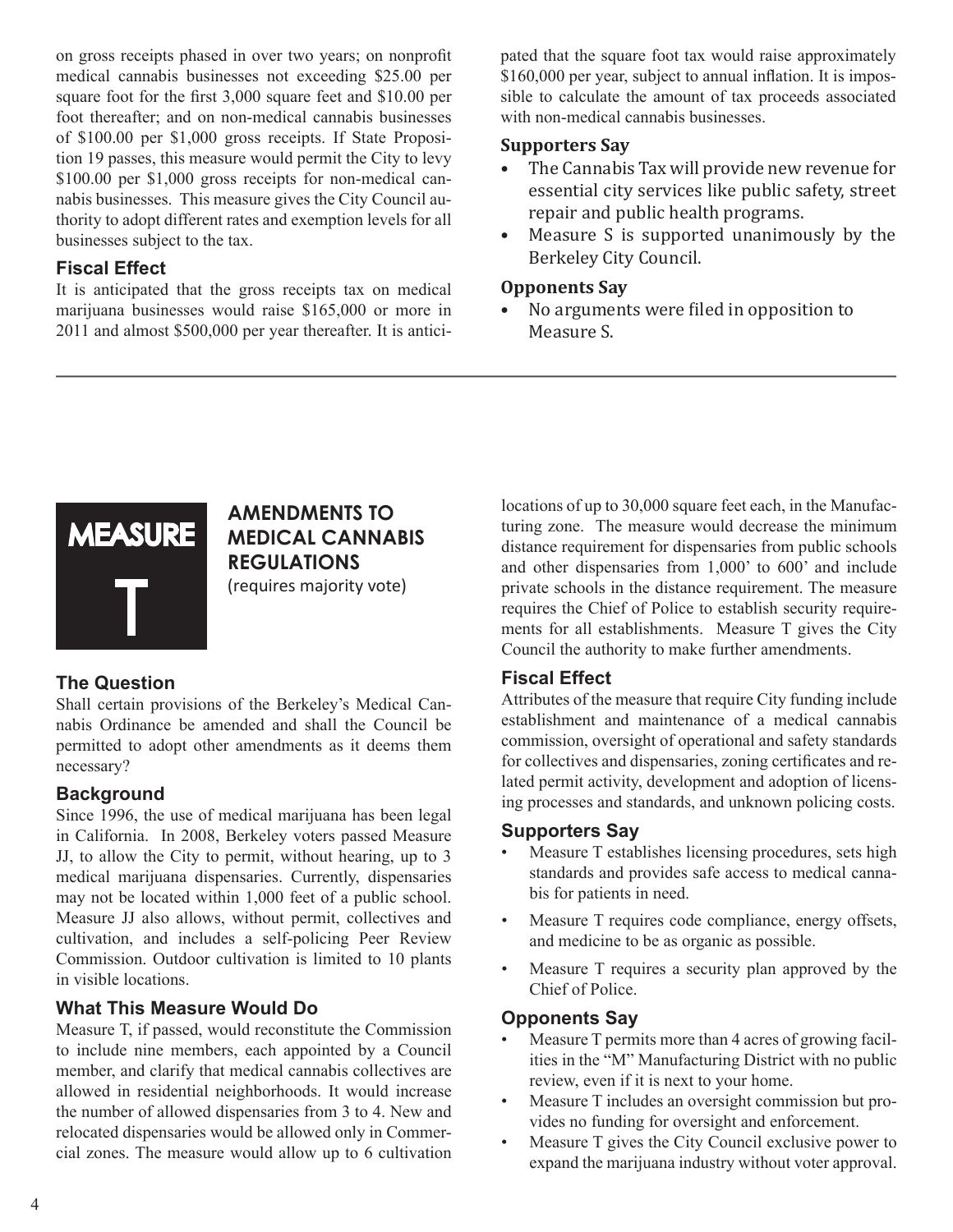on gross receipts phased in over two years; on nonprofit medical cannabis businesses not exceeding $25.00 per square foot for the first 3,000 square feet and $10.00 per foot thereafter; and on non-medical cannabis businesses of $100.00 per $1,000 gross receipts. If State Proposition 19 passes, this measure would permit the City to levy $100.00 per $1,000 gross receipts for non-medical cannabis businesses. This measure gives the City Council authority to adopt different rates and exemption levels for all businesses subject to the tax.

### Fiscal Effect

It is anticipated that the gross receipts tax on medical marijuana businesses would raise $165,000 or more in 2011 and almost $500,000 per year thereafter. It is anticipated that the square foot tax would raise approximately $160,000 per year, subject to annual inflation. It is impossible to calculate the amount of tax proceeds associated with non-medical cannabis businesses.

### Supporters Say

- The Cannabis Tax will provide new revenue for essential city services like public safety, street repair and public health programs.
- Measure S is supported unanimously by the Berkeley City Council.

### Opponents Say

- No arguments were filed in opposition to Measure S.

---

## MEASURE T

## AMENDMENTS TO MEDICAL CANNABIS REGULATIONS

(requires majority vote)

### The Question

Shall certain provisions of the Berkeley's Medical Cannabis Ordinance be amended and shall the Council be permitted to adopt other amendments as it deems them necessary?

### Background

Since 1996, the use of medical marijuana has been legal in California. In 2008, Berkeley voters passed Measure JJ, to allow the City to permit, without hearing, up to 3 medical marijuana dispensaries. Currently, dispensaries may not be located within 1,000 feet of a public school. Measure JJ also allows, without permit, collectives and cultivation, and includes a self-policing Peer Review Commission. Outdoor cultivation is limited to 10 plants in visible locations.

### What This Measure Would Do

Measure T, if passed, would reconstitute the Commission to include nine members, each appointed by a Council member, and clarify that medical cannabis collectives are allowed in residential neighborhoods. It would increase the number of allowed dispensaries from 3 to 4. New and relocated dispensaries would be allowed only in Commercial zones. The measure would allow up to 6 cultivation locations of up to 30,000 square feet each, in the Manufacturing zone. The measure would decrease the minimum distance requirement for dispensaries from public schools and other dispensaries from 1,000' to 600' and include private schools in the distance requirement. The measure requires the Chief of Police to establish security requirements for all establishments. Measure T gives the City Council the authority to make further amendments.

### Fiscal Effect

Attributes of the measure that require City funding include establishment and maintenance of a medical cannabis commission, oversight of operational and safety standards for collectives and dispensaries, zoning certificates and related permit activity, development and adoption of licensing processes and standards, and unknown policing costs.

### Supporters Say

- Measure T establishes licensing procedures, sets high standards and provides safe access to medical cannabis for patients in need.
- Measure T requires code compliance, energy offsets, and medicine to be as organic as possible.
- Measure T requires a security plan approved by the Chief of Police.

### Opponents Say

- Measure T permits more than 4 acres of growing facilities in the "M" Manufacturing District with no public review, even if it is next to your home.
- Measure T includes an oversight commission but provides no funding for oversight and enforcement.
- Measure T gives the City Council exclusive power to expand the marijuana industry without voter approval.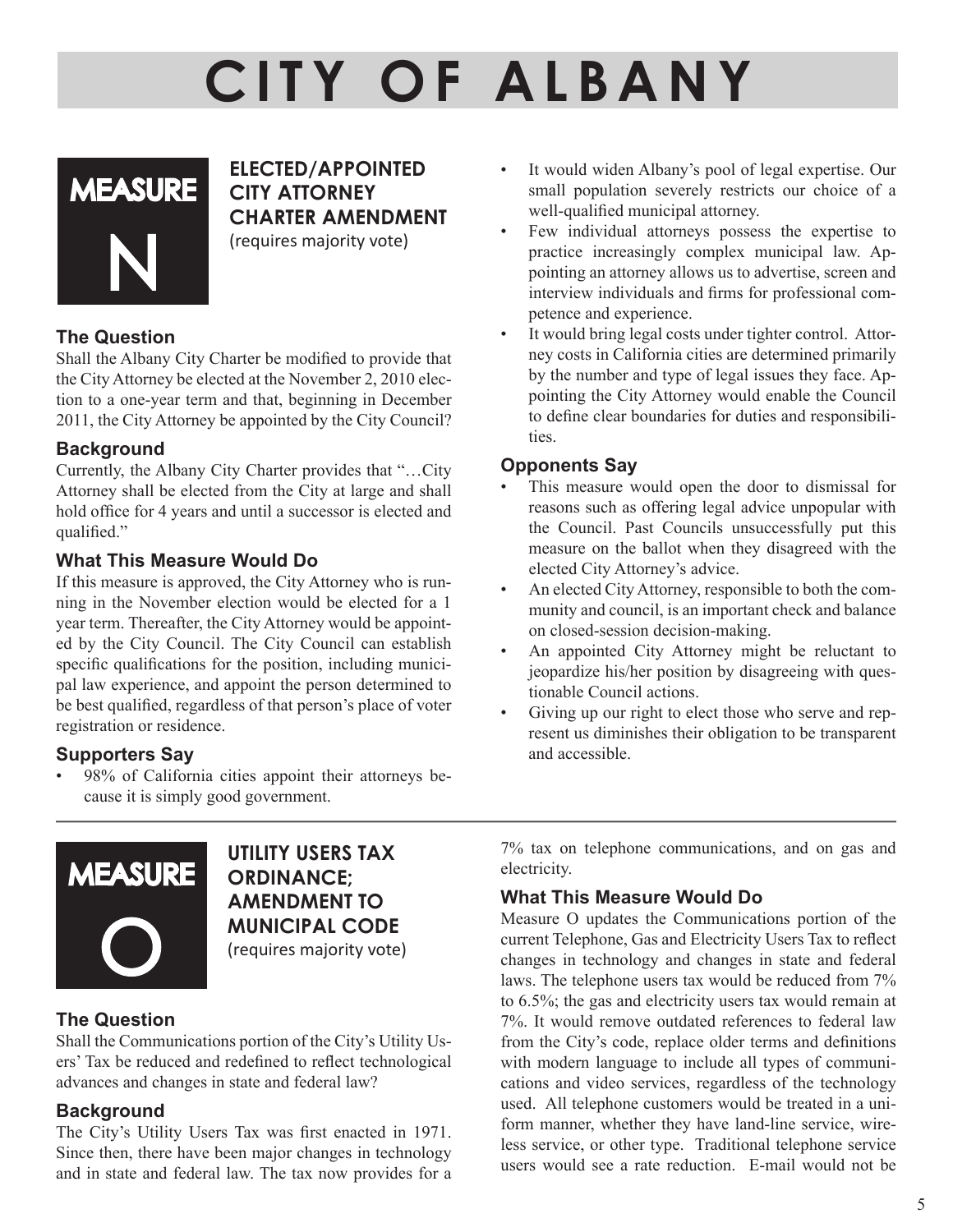# CITY OF ALBANY

## MEASURE N

### ELECTED/APPOINTED CITY ATTORNEY CHARTER AMENDMENT

(requires majority vote)

### The Question

Shall the Albany City Charter be modified to provide that the City Attorney be elected at the November 2, 2010 election to a one-year term and that, beginning in December 2011, the City Attorney be appointed by the City Council?

### Background

Currently, the Albany City Charter provides that "…City Attorney shall be elected from the City at large and shall hold office for 4 years and until a successor is elected and qualified."

### What This Measure Would Do

If this measure is approved, the City Attorney who is running in the November election would be elected for a 1 year term. Thereafter, the City Attorney would be appointed by the City Council. The City Council can establish specific qualifications for the position, including municipal law experience, and appoint the person determined to be best qualified, regardless of that person's place of voter registration or residence.

### Supporters Say

- 98% of California cities appoint their attorneys because it is simply good government.
- It would widen Albany's pool of legal expertise. Our small population severely restricts our choice of a well-qualified municipal attorney.
- Few individual attorneys possess the expertise to practice increasingly complex municipal law. Appointing an attorney allows us to advertise, screen and interview individuals and firms for professional competence and experience.
- It would bring legal costs under tighter control. Attorney costs in California cities are determined primarily by the number and type of legal issues they face. Appointing the City Attorney would enable the Council to define clear boundaries for duties and responsibilities.

### Opponents Say

- This measure would open the door to dismissal for reasons such as offering legal advice unpopular with the Council. Past Councils unsuccessfully put this measure on the ballot when they disagreed with the elected City Attorney's advice.
- An elected City Attorney, responsible to both the community and council, is an important check and balance on closed-session decision-making.
- An appointed City Attorney might be reluctant to jeopardize his/her position by disagreeing with questionable Council actions.
- Giving up our right to elect those who serve and represent us diminishes their obligation to be transparent and accessible.

---

## MEASURE O

### UTILITY USERS TAX ORDINANCE; AMENDMENT TO MUNICIPAL CODE

(requires majority vote)

### The Question

Shall the Communications portion of the City's Utility Users' Tax be reduced and redefined to reflect technological advances and changes in state and federal law?

### Background

The City's Utility Users Tax was first enacted in 1971. Since then, there have been major changes in technology and in state and federal law. The tax now provides for a 7% tax on telephone communications, and on gas and electricity.

### What This Measure Would Do

Measure O updates the Communications portion of the current Telephone, Gas and Electricity Users Tax to reflect changes in technology and changes in state and federal laws. The telephone users tax would be reduced from 7% to 6.5%; the gas and electricity users tax would remain at 7%. It would remove outdated references to federal law from the City's code, replace older terms and definitions with modern language to include all types of communications and video services, regardless of the technology used. All telephone customers would be treated in a uniform manner, whether they have land-line service, wireless service, or other type. Traditional telephone service users would see a rate reduction. E-mail would not be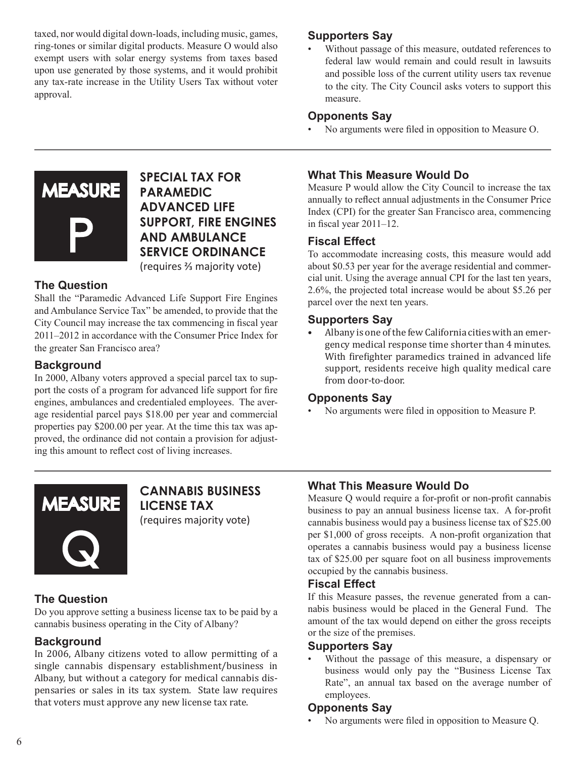taxed, nor would digital down-loads, including music, games, ring-tones or similar digital products. Measure O would also exempt users with solar energy systems from taxes based upon use generated by those systems, and it would prohibit any tax-rate increase in the Utility Users Tax without voter approval.

### Supporters Say

- Without passage of this measure, outdated references to federal law would remain and could result in lawsuits and possible loss of the current utility users tax revenue to the city. The City Council asks voters to support this measure.

### Opponents Say

- No arguments were filed in opposition to Measure O.

---

## MEASURE P

## SPECIAL TAX FOR PARAMEDIC ADVANCED LIFE SUPPORT, FIRE ENGINES AND AMBULANCE SERVICE ORDINANCE

(requires ⅔ majority vote)

### The Question

Shall the "Paramedic Advanced Life Support Fire Engines and Ambulance Service Tax" be amended, to provide that the City Council may increase the tax commencing in fiscal year 2011–2012 in accordance with the Consumer Price Index for the greater San Francisco area?

### Background

In 2000, Albany voters approved a special parcel tax to support the costs of a program for advanced life support for fire engines, ambulances and credentialed employees. The average residential parcel pays $18.00 per year and commercial properties pay $200.00 per year. At the time this tax was approved, the ordinance did not contain a provision for adjusting this amount to reflect cost of living increases.

### What This Measure Would Do

Measure P would allow the City Council to increase the tax annually to reflect annual adjustments in the Consumer Price Index (CPI) for the greater San Francisco area, commencing in fiscal year 2011–12.

### Fiscal Effect

To accommodate increasing costs, this measure would add about $0.53 per year for the average residential and commercial unit. Using the average annual CPI for the last ten years, 2.6%, the projected total increase would be about $5.26 per parcel over the next ten years.

### Supporters Say

- Albany is one of the few California cities with an emergency medical response time shorter than 4 minutes. With firefighter paramedics trained in advanced life support, residents receive high quality medical care from door-to-door.

### Opponents Say

- No arguments were filed in opposition to Measure P.

---

## MEASURE Q

## CANNABIS BUSINESS LICENSE TAX

(requires majority vote)

### The Question

Do you approve setting a business license tax to be paid by a cannabis business operating in the City of Albany?

### Background

In 2006, Albany citizens voted to allow permitting of a single cannabis dispensary establishment/business in Albany, but without a category for medical cannabis dispensaries or sales in its tax system. State law requires that voters must approve any new license tax rate.

### What This Measure Would Do

Measure Q would require a for-profit or non-profit cannabis business to pay an annual business license tax. A for-profit cannabis business would pay a business license tax of $25.00 per $1,000 of gross receipts. A non-profit organization that operates a cannabis business would pay a business license tax of $25.00 per square foot on all business improvements occupied by the cannabis business.

### Fiscal Effect

If this Measure passes, the revenue generated from a cannabis business would be placed in the General Fund. The amount of the tax would depend on either the gross receipts or the size of the premises.

### Supporters Say

- Without the passage of this measure, a dispensary or business would only pay the "Business License Tax Rate", an annual tax based on the average number of employees.

### Opponents Say

- No arguments were filed in opposition to Measure Q.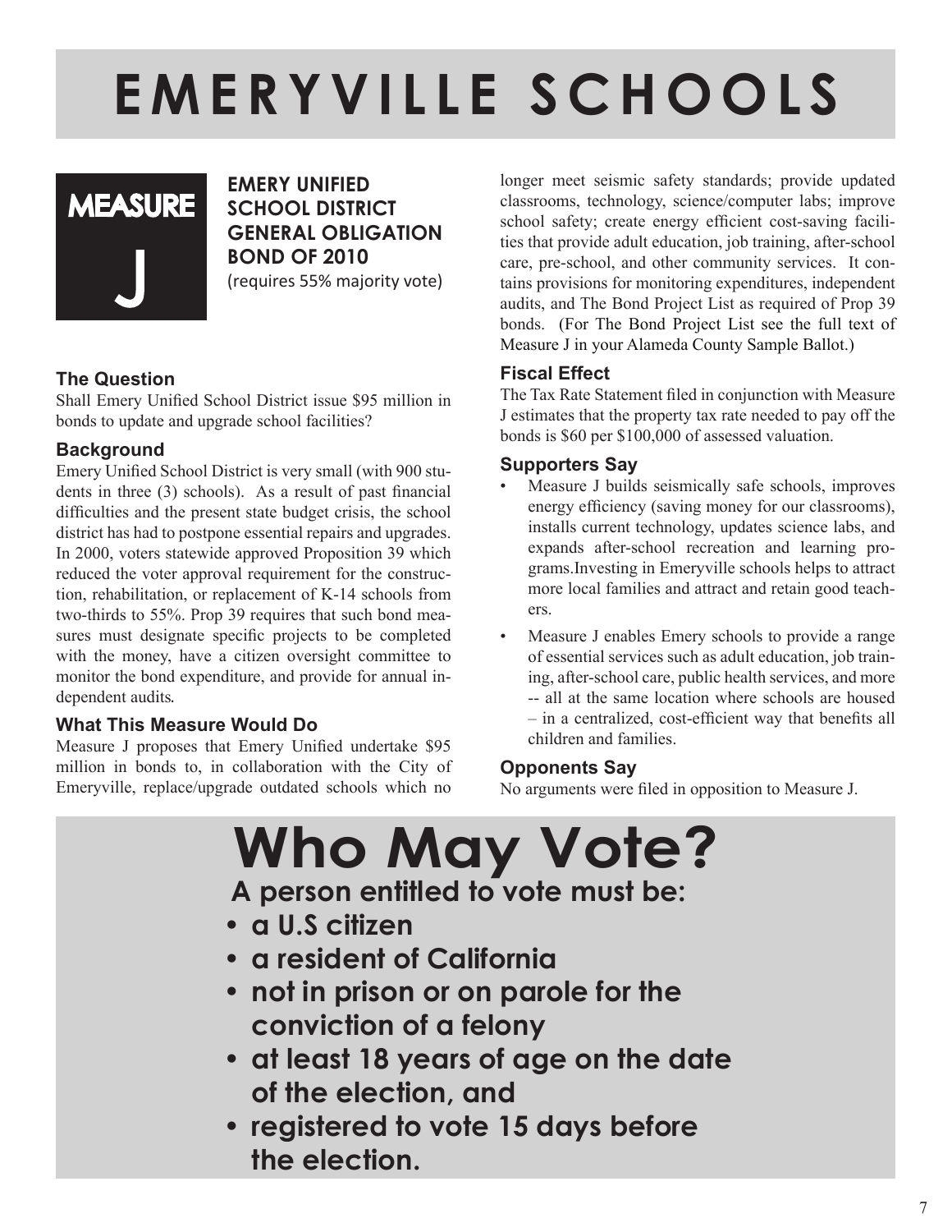# EMERYVILLE SCHOOLS

## MEASURE J

**EMERY UNIFIED SCHOOL DISTRICT GENERAL OBLIGATION BOND OF 2010**
(requires 55% majority vote)

### The Question

Shall Emery Unified School District issue $95 million in bonds to update and upgrade school facilities?

### Background

Emery Unified School District is very small (with 900 students in three (3) schools). As a result of past financial difficulties and the present state budget crisis, the school district has had to postpone essential repairs and upgrades. In 2000, voters statewide approved Proposition 39 which reduced the voter approval requirement for the construction, rehabilitation, or replacement of K-14 schools from two-thirds to 55%. Prop 39 requires that such bond measures must designate specific projects to be completed with the money, have a citizen oversight committee to monitor the bond expenditure, and provide for annual independent audits.

### What This Measure Would Do

Measure J proposes that Emery Unified undertake $95 million in bonds to, in collaboration with the City of Emeryville, replace/upgrade outdated schools which no longer meet seismic safety standards; provide updated classrooms, technology, science/computer labs; improve school safety; create energy efficient cost-saving facilities that provide adult education, job training, after-school care, pre-school, and other community services. It contains provisions for monitoring expenditures, independent audits, and The Bond Project List as required of Prop 39 bonds. (For The Bond Project List see the full text of Measure J in your Alameda County Sample Ballot.)

### Fiscal Effect

The Tax Rate Statement filed in conjunction with Measure J estimates that the property tax rate needed to pay off the bonds is $60 per $100,000 of assessed valuation.

### Supporters Say

- Measure J builds seismically safe schools, improves energy efficiency (saving money for our classrooms), installs current technology, updates science labs, and expands after-school recreation and learning programs.Investing in Emeryville schools helps to attract more local families and attract and retain good teachers.
- Measure J enables Emery schools to provide a range of essential services such as adult education, job training, after-school care, public health services, and more -- all at the same location where schools are housed – in a centralized, cost-efficient way that benefits all children and families.

### Opponents Say

No arguments were filed in opposition to Measure J.

# Who May Vote?

**A person entitled to vote must be:**

- **a U.S citizen**
- **a resident of California**
- **not in prison or on parole for the conviction of a felony**
- **at least 18 years of age on the date of the election, and**
- **registered to vote 15 days before the election.**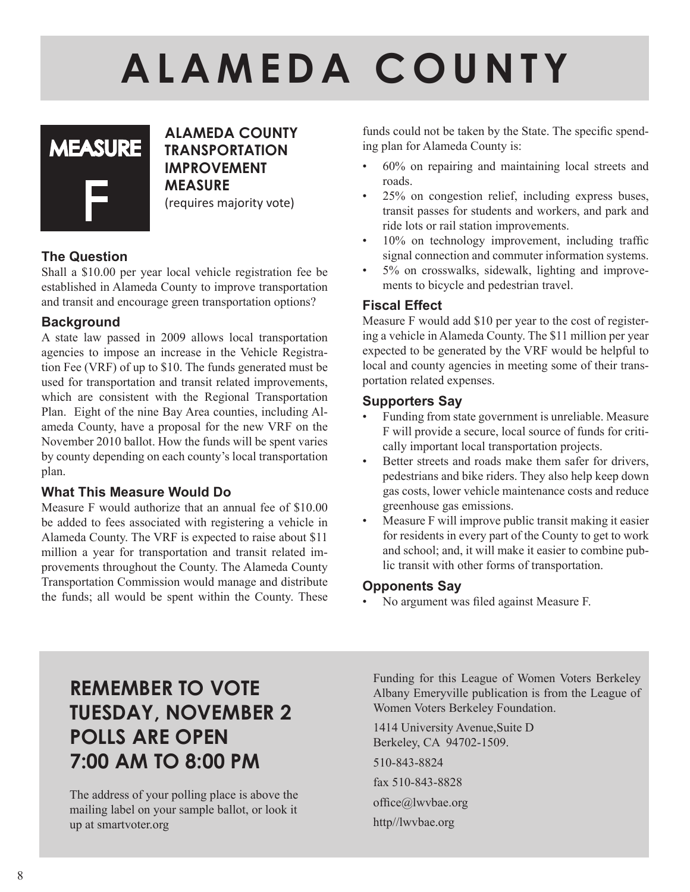# ALAMEDA COUNTY

## MEASURE F

### ALAMEDA COUNTY TRANSPORTATION IMPROVEMENT MEASURE
(requires majority vote)

### The Question

Shall a $10.00 per year local vehicle registration fee be established in Alameda County to improve transportation and transit and encourage green transportation options?

### Background

A state law passed in 2009 allows local transportation agencies to impose an increase in the Vehicle Registration Fee (VRF) of up to $10. The funds generated must be used for transportation and transit related improvements, which are consistent with the Regional Transportation Plan. Eight of the nine Bay Area counties, including Alameda County, have a proposal for the new VRF on the November 2010 ballot. How the funds will be spent varies by county depending on each county's local transportation plan.

### What This Measure Would Do

Measure F would authorize that an annual fee of $10.00 be added to fees associated with registering a vehicle in Alameda County. The VRF is expected to raise about $11 million a year for transportation and transit related improvements throughout the County. The Alameda County Transportation Commission would manage and distribute the funds; all would be spent within the County. These funds could not be taken by the State. The specific spending plan for Alameda County is:

- 60% on repairing and maintaining local streets and roads.
- 25% on congestion relief, including express buses, transit passes for students and workers, and park and ride lots or rail station improvements.
- 10% on technology improvement, including traffic signal connection and commuter information systems.
- 5% on crosswalks, sidewalk, lighting and improvements to bicycle and pedestrian travel.

### Fiscal Effect

Measure F would add $10 per year to the cost of registering a vehicle in Alameda County. The $11 million per year expected to be generated by the VRF would be helpful to local and county agencies in meeting some of their transportation related expenses.

### Supporters Say

- Funding from state government is unreliable. Measure F will provide a secure, local source of funds for critically important local transportation projects.
- Better streets and roads make them safer for drivers, pedestrians and bike riders. They also help keep down gas costs, lower vehicle maintenance costs and reduce greenhouse gas emissions.
- Measure F will improve public transit making it easier for residents in every part of the County to get to work and school; and, it will make it easier to combine public transit with other forms of transportation.

### Opponents Say

- No argument was filed against Measure F.

## REMEMBER TO VOTE TUESDAY, NOVEMBER 2 POLLS ARE OPEN 7:00 AM TO 8:00 PM

The address of your polling place is above the mailing label on your sample ballot, or look it up at smartvoter.org

Funding for this League of Women Voters Berkeley Albany Emeryville publication is from the League of Women Voters Berkeley Foundation.

1414 University Avenue,Suite D
Berkeley, CA 94702-1509.

510-843-8824

fax 510-843-8828

office@lwvbae.org

http//lwvbae.org